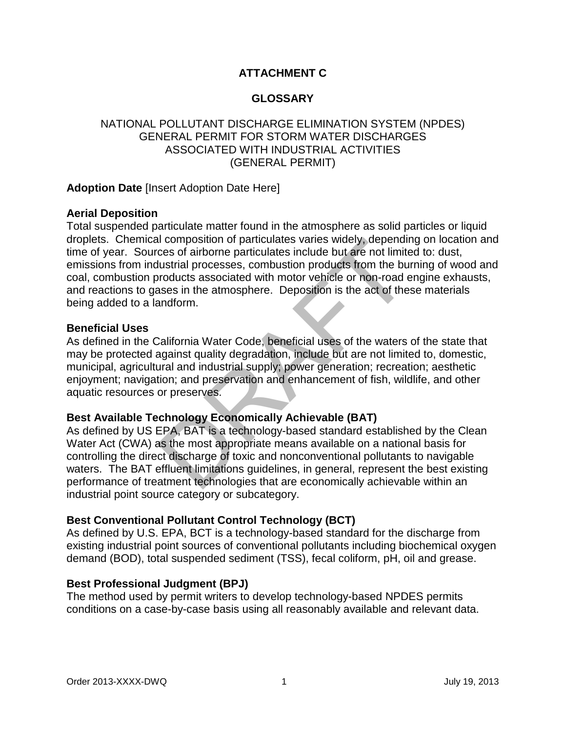# ATTACHMENT C

## GLOSSARY

NATIONAL POLLUTANT DISCHARGE ELIMINATION SYSTEM (NPDES)
GENERAL PERMIT FOR STORM WATER DISCHARGES
ASSOCIATED WITH INDUSTRIAL ACTIVITIES
(GENERAL PERMIT)

**Adoption Date** [Insert Adoption Date Here]

**Aerial Deposition**
Total suspended particulate matter found in the atmosphere as solid particles or liquid droplets. Chemical composition of particulates varies widely, depending on location and time of year. Sources of airborne particulates include but are not limited to: dust, emissions from industrial processes, combustion products from the burning of wood and coal, combustion products associated with motor vehicle or non-road engine exhausts, and reactions to gases in the atmosphere. Deposition is the act of these materials being added to a landform.

**Beneficial Uses**
As defined in the California Water Code, beneficial uses of the waters of the state that may be protected against quality degradation, include but are not limited to, domestic, municipal, agricultural and industrial supply; power generation; recreation; aesthetic enjoyment; navigation; and preservation and enhancement of fish, wildlife, and other aquatic resources or preserves.

**Best Available Technology Economically Achievable (BAT)**
As defined by US EPA, BAT is a technology-based standard established by the Clean Water Act (CWA) as the most appropriate means available on a national basis for controlling the direct discharge of toxic and nonconventional pollutants to navigable waters. The BAT effluent limitations guidelines, in general, represent the best existing performance of treatment technologies that are economically achievable within an industrial point source category or subcategory.

**Best Conventional Pollutant Control Technology (BCT)**
As defined by U.S. EPA, BCT is a technology-based standard for the discharge from existing industrial point sources of conventional pollutants including biochemical oxygen demand (BOD), total suspended sediment (TSS), fecal coliform, pH, oil and grease.

**Best Professional Judgment (BPJ)**
The method used by permit writers to develop technology-based NPDES permits conditions on a case-by-case basis using all reasonably available and relevant data.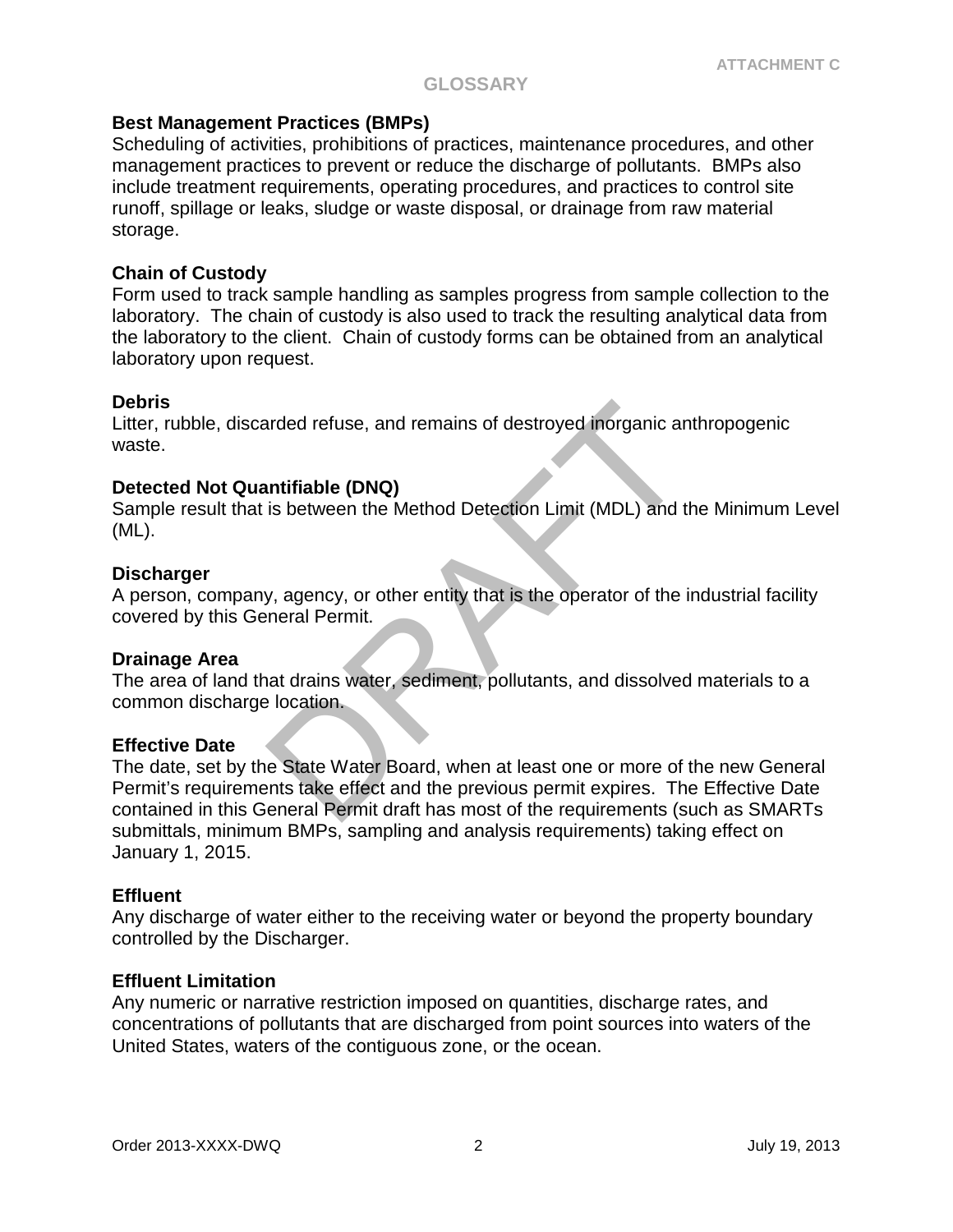## GLOSSARY

**Best Management Practices (BMPs)**
Scheduling of activities, prohibitions of practices, maintenance procedures, and other management practices to prevent or reduce the discharge of pollutants. BMPs also include treatment requirements, operating procedures, and practices to control site runoff, spillage or leaks, sludge or waste disposal, or drainage from raw material storage.

**Chain of Custody**
Form used to track sample handling as samples progress from sample collection to the laboratory. The chain of custody is also used to track the resulting analytical data from the laboratory to the client. Chain of custody forms can be obtained from an analytical laboratory upon request.

**Debris**
Litter, rubble, discarded refuse, and remains of destroyed inorganic anthropogenic waste.

**Detected Not Quantifiable (DNQ)**
Sample result that is between the Method Detection Limit (MDL) and the Minimum Level (ML).

**Discharger**
A person, company, agency, or other entity that is the operator of the industrial facility covered by this General Permit.

**Drainage Area**
The area of land that drains water, sediment, pollutants, and dissolved materials to a common discharge location.

**Effective Date**
The date, set by the State Water Board, when at least one or more of the new General Permit's requirements take effect and the previous permit expires. The Effective Date contained in this General Permit draft has most of the requirements (such as SMARTs submittals, minimum BMPs, sampling and analysis requirements) taking effect on January 1, 2015.

**Effluent**
Any discharge of water either to the receiving water or beyond the property boundary controlled by the Discharger.

**Effluent Limitation**
Any numeric or narrative restriction imposed on quantities, discharge rates, and concentrations of pollutants that are discharged from point sources into waters of the United States, waters of the contiguous zone, or the ocean.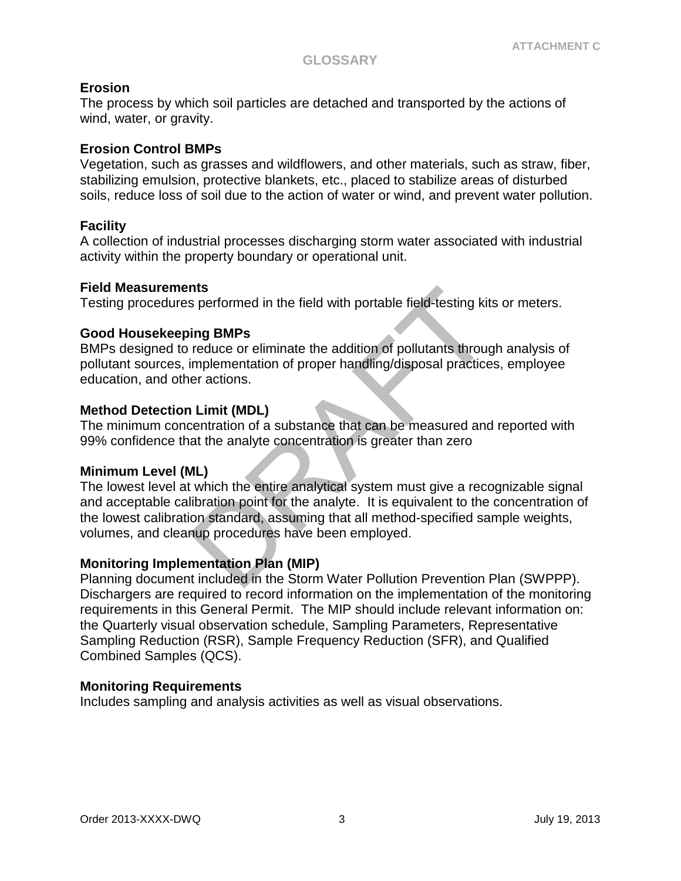## GLOSSARY

**Erosion**
The process by which soil particles are detached and transported by the actions of wind, water, or gravity.

**Erosion Control BMPs**
Vegetation, such as grasses and wildflowers, and other materials, such as straw, fiber, stabilizing emulsion, protective blankets, etc., placed to stabilize areas of disturbed soils, reduce loss of soil due to the action of water or wind, and prevent water pollution.

**Facility**
A collection of industrial processes discharging storm water associated with industrial activity within the property boundary or operational unit.

**Field Measurements**
Testing procedures performed in the field with portable field-testing kits or meters.

**Good Housekeeping BMPs**
BMPs designed to reduce or eliminate the addition of pollutants through analysis of pollutant sources, implementation of proper handling/disposal practices, employee education, and other actions.

**Method Detection Limit (MDL)**
The minimum concentration of a substance that can be measured and reported with 99% confidence that the analyte concentration is greater than zero

**Minimum Level (ML)**
The lowest level at which the entire analytical system must give a recognizable signal and acceptable calibration point for the analyte. It is equivalent to the concentration of the lowest calibration standard, assuming that all method-specified sample weights, volumes, and cleanup procedures have been employed.

**Monitoring Implementation Plan (MIP)**
Planning document included in the Storm Water Pollution Prevention Plan (SWPPP). Dischargers are required to record information on the implementation of the monitoring requirements in this General Permit. The MIP should include relevant information on: the Quarterly visual observation schedule, Sampling Parameters, Representative Sampling Reduction (RSR), Sample Frequency Reduction (SFR), and Qualified Combined Samples (QCS).

**Monitoring Requirements**
Includes sampling and analysis activities as well as visual observations.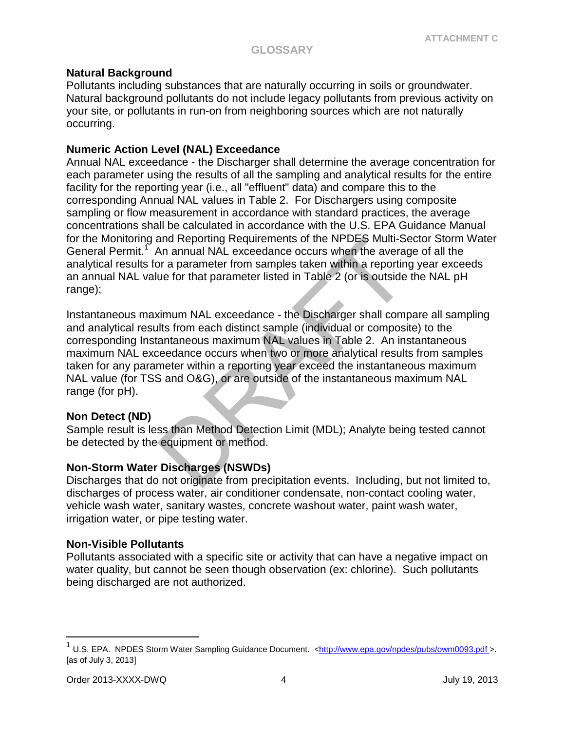## GLOSSARY

### Natural Background

Pollutants including substances that are naturally occurring in soils or groundwater. Natural background pollutants do not include legacy pollutants from previous activity on your site, or pollutants in run-on from neighboring sources which are not naturally occurring.

### Numeric Action Level (NAL) Exceedance

Annual NAL exceedance - the Discharger shall determine the average concentration for each parameter using the results of all the sampling and analytical results for the entire facility for the reporting year (i.e., all "effluent" data) and compare this to the corresponding Annual NAL values in Table 2. For Dischargers using composite sampling or flow measurement in accordance with standard practices, the average concentrations shall be calculated in accordance with the U.S. EPA Guidance Manual for the Monitoring and Reporting Requirements of the NPDES Multi-Sector Storm Water General Permit.[1] An annual NAL exceedance occurs when the average of all the analytical results for a parameter from samples taken within a reporting year exceeds an annual NAL value for that parameter listed in Table 2 (or is outside the NAL pH range);

Instantaneous maximum NAL exceedance - the Discharger shall compare all sampling and analytical results from each distinct sample (individual or composite) to the corresponding Instantaneous maximum NAL values in Table 2. An instantaneous maximum NAL exceedance occurs when two or more analytical results from samples taken for any parameter within a reporting year exceed the instantaneous maximum NAL value (for TSS and O&G), or are outside of the instantaneous maximum NAL range (for pH).

### Non Detect (ND)

Sample result is less than Method Detection Limit (MDL); Analyte being tested cannot be detected by the equipment or method.

### Non-Storm Water Discharges (NSWDs)

Discharges that do not originate from precipitation events. Including, but not limited to, discharges of process water, air conditioner condensate, non-contact cooling water, vehicle wash water, sanitary wastes, concrete washout water, paint wash water, irrigation water, or pipe testing water.

### Non-Visible Pollutants

Pollutants associated with a specific site or activity that can have a negative impact on water quality, but cannot be seen though observation (ex: chlorine). Such pollutants being discharged are not authorized.

---

[1] U.S. EPA. NPDES Storm Water Sampling Guidance Document. <http://www.epa.gov/npdes/pubs/owm0093.pdf >. [as of July 3, 2013]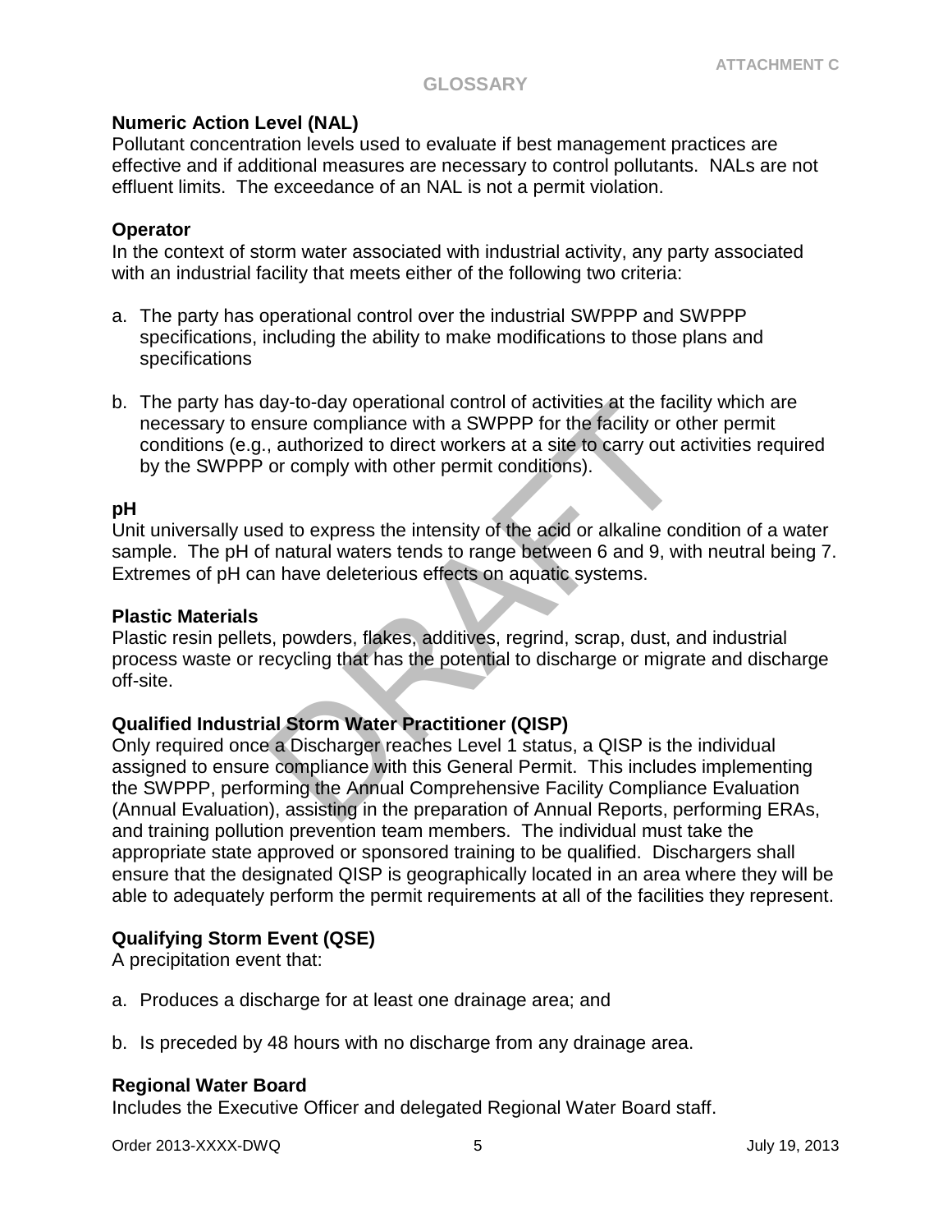## GLOSSARY

**Numeric Action Level (NAL)**
Pollutant concentration levels used to evaluate if best management practices are effective and if additional measures are necessary to control pollutants. NALs are not effluent limits. The exceedance of an NAL is not a permit violation.

**Operator**
In the context of storm water associated with industrial activity, any party associated with an industrial facility that meets either of the following two criteria:

a. The party has operational control over the industrial SWPPP and SWPPP specifications, including the ability to make modifications to those plans and specifications

b. The party has day-to-day operational control of activities at the facility which are necessary to ensure compliance with a SWPPP for the facility or other permit conditions (e.g., authorized to direct workers at a site to carry out activities required by the SWPPP or comply with other permit conditions).

**pH**
Unit universally used to express the intensity of the acid or alkaline condition of a water sample. The pH of natural waters tends to range between 6 and 9, with neutral being 7. Extremes of pH can have deleterious effects on aquatic systems.

**Plastic Materials**
Plastic resin pellets, powders, flakes, additives, regrind, scrap, dust, and industrial process waste or recycling that has the potential to discharge or migrate and discharge off-site.

**Qualified Industrial Storm Water Practitioner (QISP)**
Only required once a Discharger reaches Level 1 status, a QISP is the individual assigned to ensure compliance with this General Permit. This includes implementing the SWPPP, performing the Annual Comprehensive Facility Compliance Evaluation (Annual Evaluation), assisting in the preparation of Annual Reports, performing ERAs, and training pollution prevention team members. The individual must take the appropriate state approved or sponsored training to be qualified. Dischargers shall ensure that the designated QISP is geographically located in an area where they will be able to adequately perform the permit requirements at all of the facilities they represent.

**Qualifying Storm Event (QSE)**
A precipitation event that:

a. Produces a discharge for at least one drainage area; and

b. Is preceded by 48 hours with no discharge from any drainage area.

**Regional Water Board**
Includes the Executive Officer and delegated Regional Water Board staff.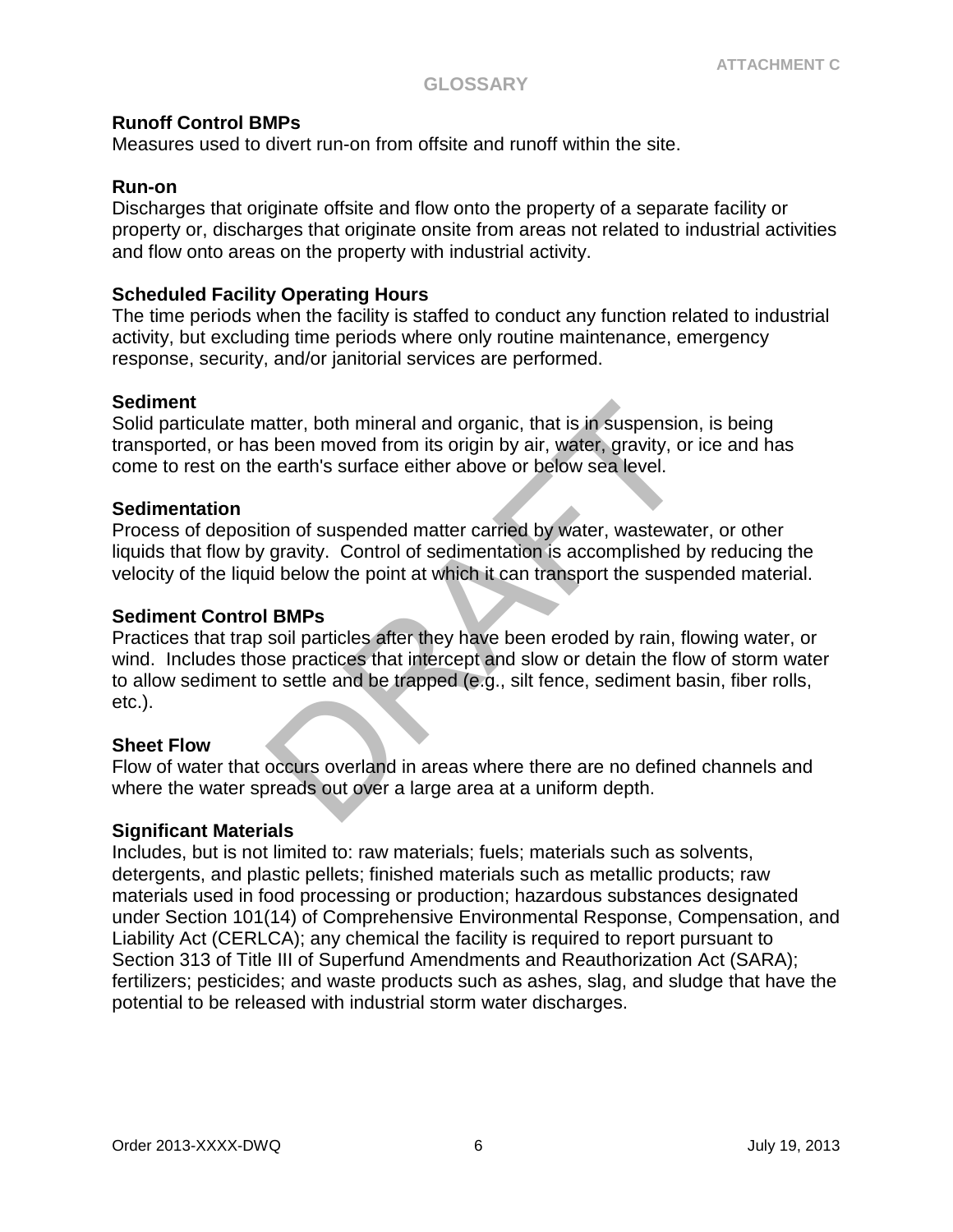## GLOSSARY

**Runoff Control BMPs**
Measures used to divert run-on from offsite and runoff within the site.

**Run-on**
Discharges that originate offsite and flow onto the property of a separate facility or property or, discharges that originate onsite from areas not related to industrial activities and flow onto areas on the property with industrial activity.

**Scheduled Facility Operating Hours**
The time periods when the facility is staffed to conduct any function related to industrial activity, but excluding time periods where only routine maintenance, emergency response, security, and/or janitorial services are performed.

**Sediment**
Solid particulate matter, both mineral and organic, that is in suspension, is being transported, or has been moved from its origin by air, water, gravity, or ice and has come to rest on the earth's surface either above or below sea level.

**Sedimentation**
Process of deposition of suspended matter carried by water, wastewater, or other liquids that flow by gravity. Control of sedimentation is accomplished by reducing the velocity of the liquid below the point at which it can transport the suspended material.

**Sediment Control BMPs**
Practices that trap soil particles after they have been eroded by rain, flowing water, or wind. Includes those practices that intercept and slow or detain the flow of storm water to allow sediment to settle and be trapped (e.g., silt fence, sediment basin, fiber rolls, etc.).

**Sheet Flow**
Flow of water that occurs overland in areas where there are no defined channels and where the water spreads out over a large area at a uniform depth.

**Significant Materials**
Includes, but is not limited to: raw materials; fuels; materials such as solvents, detergents, and plastic pellets; finished materials such as metallic products; raw materials used in food processing or production; hazardous substances designated under Section 101(14) of Comprehensive Environmental Response, Compensation, and Liability Act (CERLCA); any chemical the facility is required to report pursuant to Section 313 of Title III of Superfund Amendments and Reauthorization Act (SARA); fertilizers; pesticides; and waste products such as ashes, slag, and sludge that have the potential to be released with industrial storm water discharges.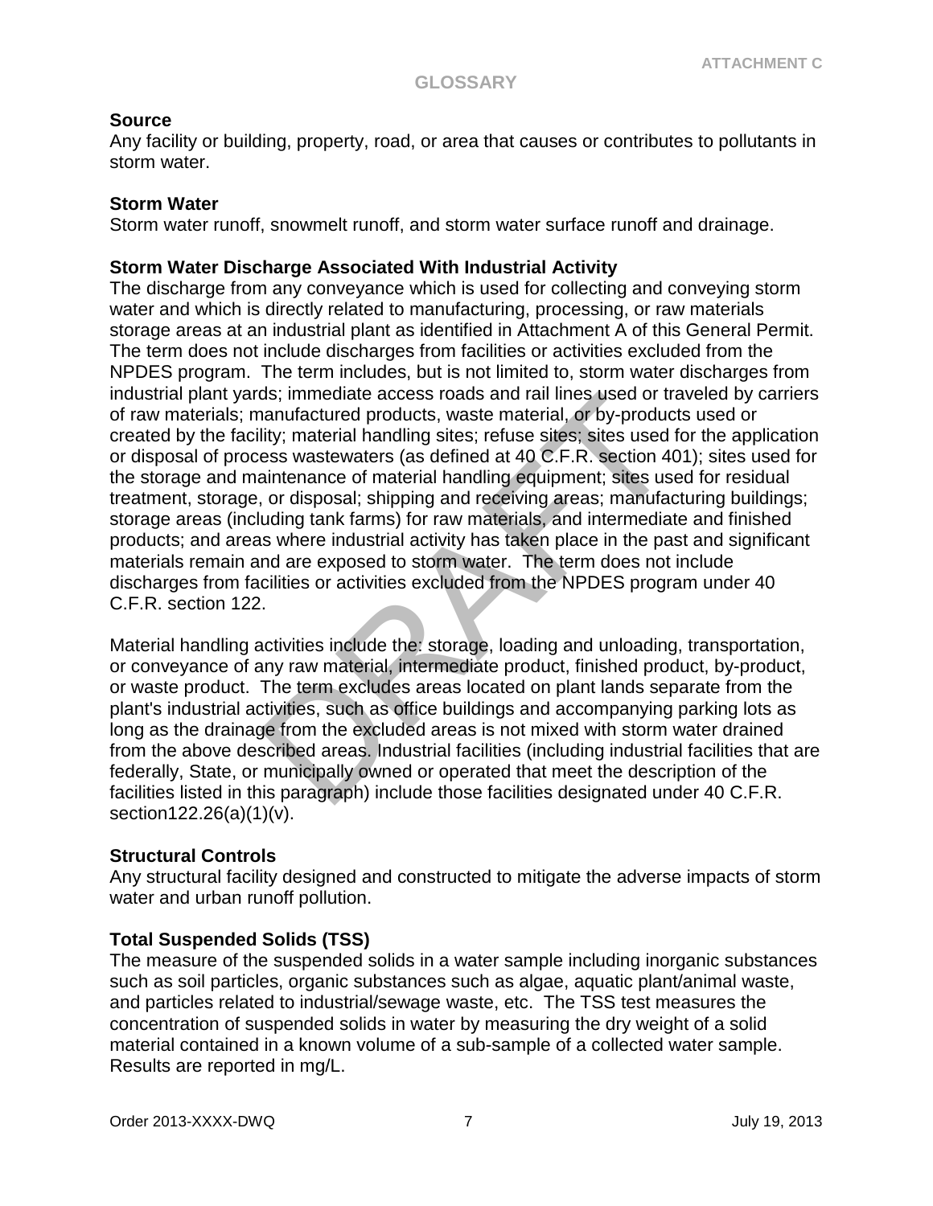## GLOSSARY

### Source

Any facility or building, property, road, or area that causes or contributes to pollutants in storm water.

### Storm Water

Storm water runoff, snowmelt runoff, and storm water surface runoff and drainage.

### Storm Water Discharge Associated With Industrial Activity

The discharge from any conveyance which is used for collecting and conveying storm water and which is directly related to manufacturing, processing, or raw materials storage areas at an industrial plant as identified in Attachment A of this General Permit. The term does not include discharges from facilities or activities excluded from the NPDES program. The term includes, but is not limited to, storm water discharges from industrial plant yards; immediate access roads and rail lines used or traveled by carriers of raw materials; manufactured products, waste material, or by-products used or created by the facility; material handling sites; refuse sites; sites used for the application or disposal of process wastewaters (as defined at 40 C.F.R. section 401); sites used for the storage and maintenance of material handling equipment; sites used for residual treatment, storage, or disposal; shipping and receiving areas; manufacturing buildings; storage areas (including tank farms) for raw materials, and intermediate and finished products; and areas where industrial activity has taken place in the past and significant materials remain and are exposed to storm water. The term does not include discharges from facilities or activities excluded from the NPDES program under 40 C.F.R. section 122.

Material handling activities include the: storage, loading and unloading, transportation, or conveyance of any raw material, intermediate product, finished product, by-product, or waste product. The term excludes areas located on plant lands separate from the plant's industrial activities, such as office buildings and accompanying parking lots as long as the drainage from the excluded areas is not mixed with storm water drained from the above described areas. Industrial facilities (including industrial facilities that are federally, State, or municipally owned or operated that meet the description of the facilities listed in this paragraph) include those facilities designated under 40 C.F.R. section122.26(a)(1)(v).

### Structural Controls

Any structural facility designed and constructed to mitigate the adverse impacts of storm water and urban runoff pollution.

### Total Suspended Solids (TSS)

The measure of the suspended solids in a water sample including inorganic substances such as soil particles, organic substances such as algae, aquatic plant/animal waste, and particles related to industrial/sewage waste, etc. The TSS test measures the concentration of suspended solids in water by measuring the dry weight of a solid material contained in a known volume of a sub-sample of a collected water sample. Results are reported in mg/L.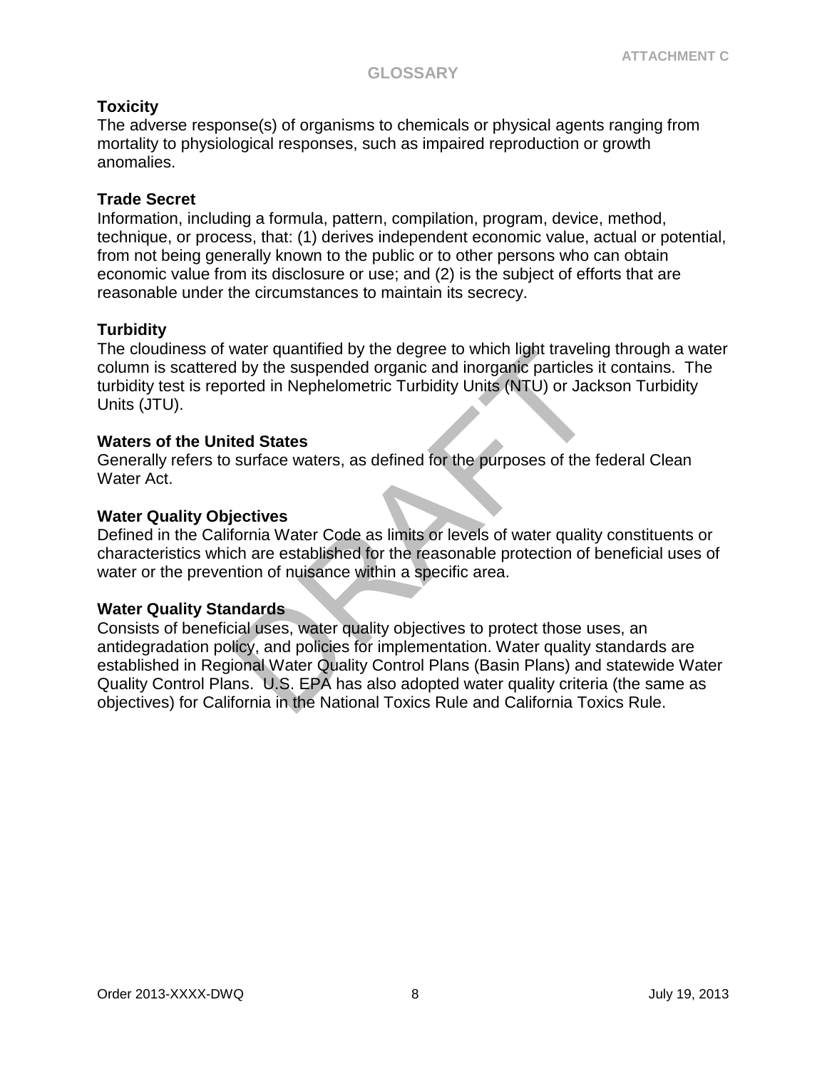## GLOSSARY

**Toxicity**
The adverse response(s) of organisms to chemicals or physical agents ranging from mortality to physiological responses, such as impaired reproduction or growth anomalies.

**Trade Secret**
Information, including a formula, pattern, compilation, program, device, method, technique, or process, that: (1) derives independent economic value, actual or potential, from not being generally known to the public or to other persons who can obtain economic value from its disclosure or use; and (2) is the subject of efforts that are reasonable under the circumstances to maintain its secrecy.

**Turbidity**
The cloudiness of water quantified by the degree to which light traveling through a water column is scattered by the suspended organic and inorganic particles it contains. The turbidity test is reported in Nephelometric Turbidity Units (NTU) or Jackson Turbidity Units (JTU).

**Waters of the United States**
Generally refers to surface waters, as defined for the purposes of the federal Clean Water Act.

**Water Quality Objectives**
Defined in the California Water Code as limits or levels of water quality constituents or characteristics which are established for the reasonable protection of beneficial uses of water or the prevention of nuisance within a specific area.

**Water Quality Standards**
Consists of beneficial uses, water quality objectives to protect those uses, an antidegradation policy, and policies for implementation. Water quality standards are established in Regional Water Quality Control Plans (Basin Plans) and statewide Water Quality Control Plans. U.S. EPA has also adopted water quality criteria (the same as objectives) for California in the National Toxics Rule and California Toxics Rule.